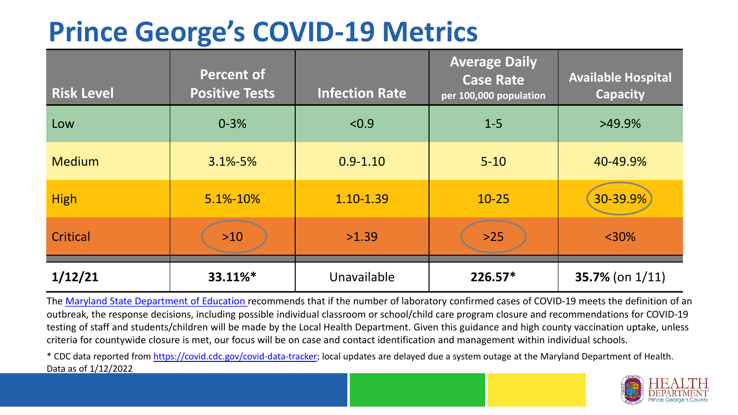# Prince George's COVID-19 Metrics

| Risk Level | Percent of Positive Tests | Infection Rate | Average Daily Case Rate per 100,000 population | Available Hospital Capacity |
|---|---|---|---|---|
| Low | 0-3% | <0.9 | 1-5 | >49.9% |
| Medium | 3.1%-5% | 0.9-1.10 | 5-10 | 40-49.9% |
| High | 5.1%-10% | 1.10-1.39 | 10-25 | 30-39.9% |
| Critical | >10 | >1.39 | >25 | <30% |
| **1/12/21** | **33.11%*** | Unavailable | **226.57*** | **35.7%** (on 1/11) |

The Maryland State Department of Education recommends that if the number of laboratory confirmed cases of COVID-19 meets the definition of an outbreak, the response decisions, including possible individual classroom or school/child care program closure and recommendations for COVID-19 testing of staff and students/children will be made by the Local Health Department. Given this guidance and high county vaccination uptake, unless criteria for countywide closure is met, our focus will be on case and contact identification and management within individual schools.

* CDC data reported from https://covid.cdc.gov/covid-data-tracker; local updates are delayed due a system outage at the Maryland Department of Health.
Data as of 1/12/2022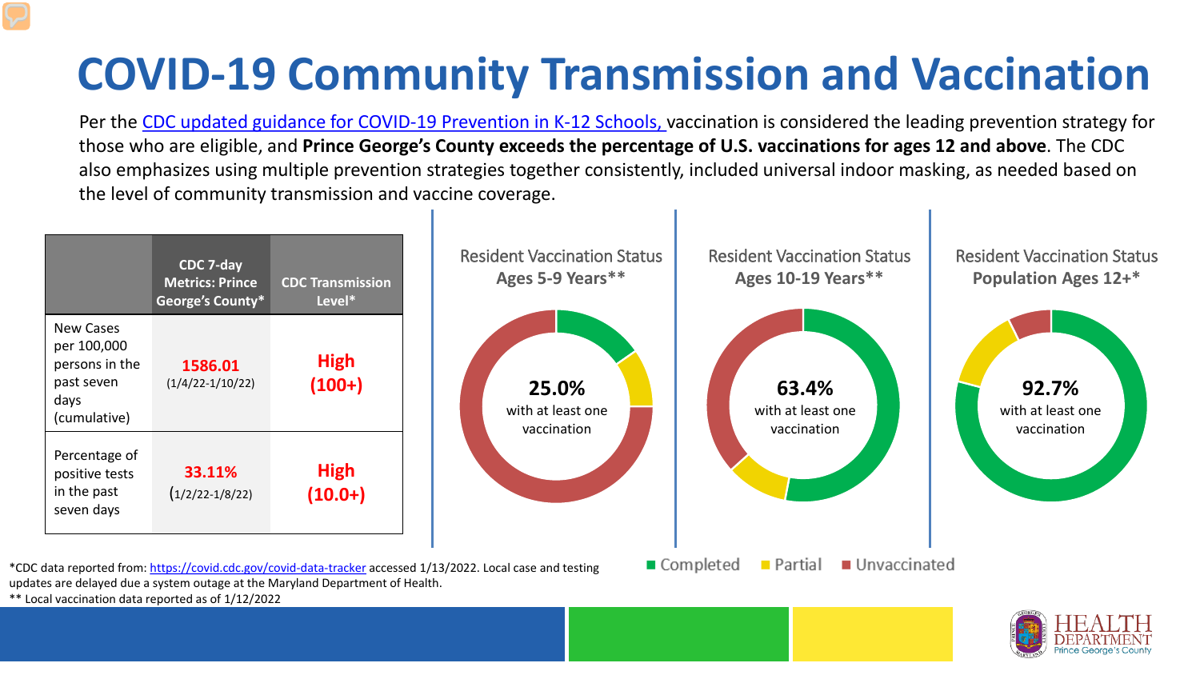# COVID-19 Community Transmission and Vaccination

Per the CDC updated guidance for COVID-19 Prevention in K-12 Schools, vaccination is considered the leading prevention strategy for those who are eligible, and **Prince George's County exceeds the percentage of U.S. vaccinations for ages 12 and above**. The CDC also emphasizes using multiple prevention strategies together consistently, included universal indoor masking, as needed based on the level of community transmission and vaccine coverage.

| | CDC 7-day Metrics: Prince George's County* | CDC Transmission Level* |
|---|---|---|
| New Cases per 100,000 persons in the past seven days (cumulative) | **1586.01** (1/4/22-1/10/22) | **High (100+)** |
| Percentage of positive tests in the past seven days | **33.11%** (1/2/22-1/8/22) | **High (10.0+)** |

Resident Vaccination Status **Ages 5-9 Years****

**25.0%** with at least one vaccination

Resident Vaccination Status **Ages 10-19 Years****

**63.4%** with at least one vaccination

Resident Vaccination Status **Population Ages 12+***

**92.7%** with at least one vaccination

Completed | Partial | Unvaccinated

*CDC data reported from: https://covid.cdc.gov/covid-data-tracker accessed 1/13/2022. Local case and testing updates are delayed due a system outage at the Maryland Department of Health.

** Local vaccination data reported as of 1/12/2022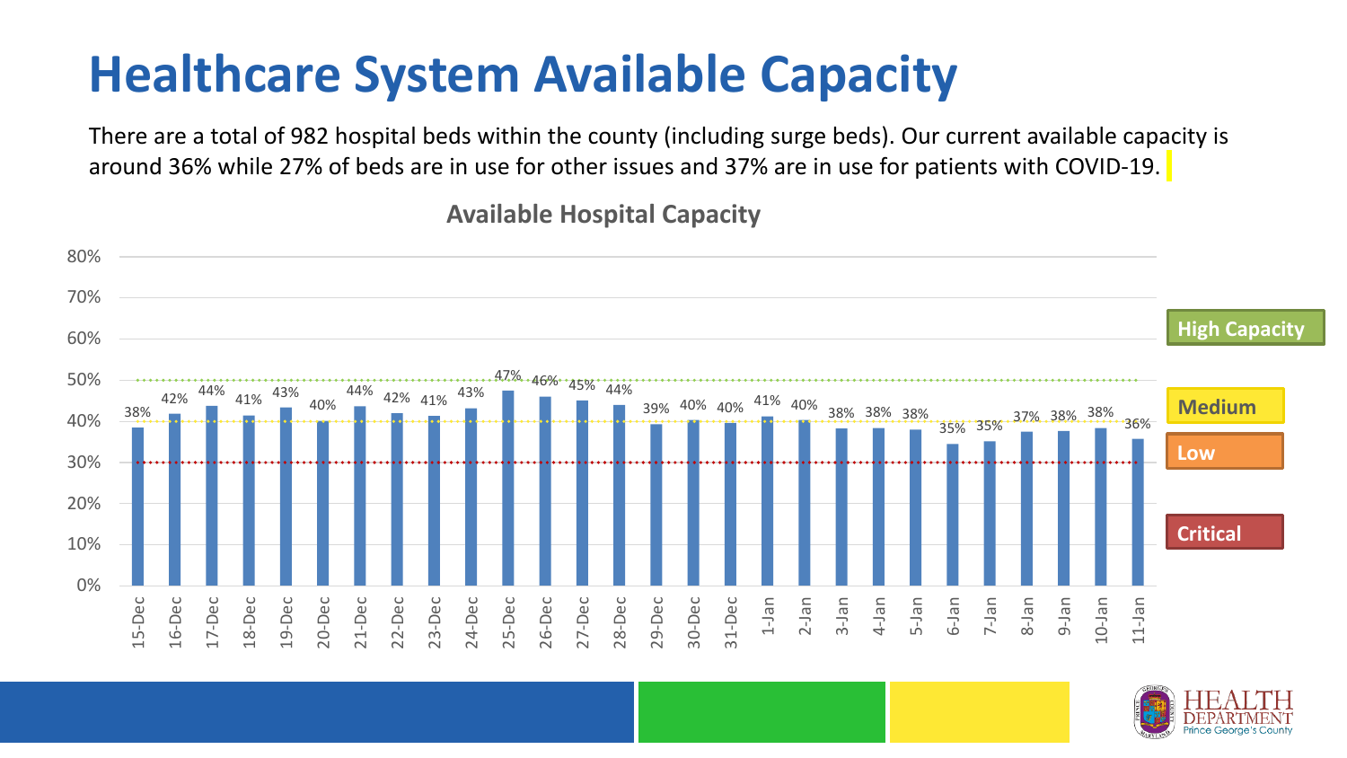# Healthcare System Available Capacity

There are a total of 982 hospital beds within the county (including surge beds). Our current available capacity is around 36% while 27% of beds are in use for other issues and 37% are in use for patients with COVID-19.

**Available Hospital Capacity**

80%
70%
60%
50%
40%
30%
20%
10%
0%

38% 42% 44% 41% 43% 40% 44% 42% 41% 43% 47% 46% 45% 44% 39% 40% 40% 41% 40% 38% 38% 38% 35% 35% 37% 38% 38% 36%

15-Dec 16-Dec 17-Dec 18-Dec 19-Dec 20-Dec 21-Dec 22-Dec 23-Dec 24-Dec 25-Dec 26-Dec 27-Dec 28-Dec 29-Dec 30-Dec 31-Dec 1-Jan 2-Jan 3-Jan 4-Jan 5-Jan 6-Jan 7-Jan 8-Jan 9-Jan 10-Jan 11-Jan

High Capacity

Medium

Low

Critical